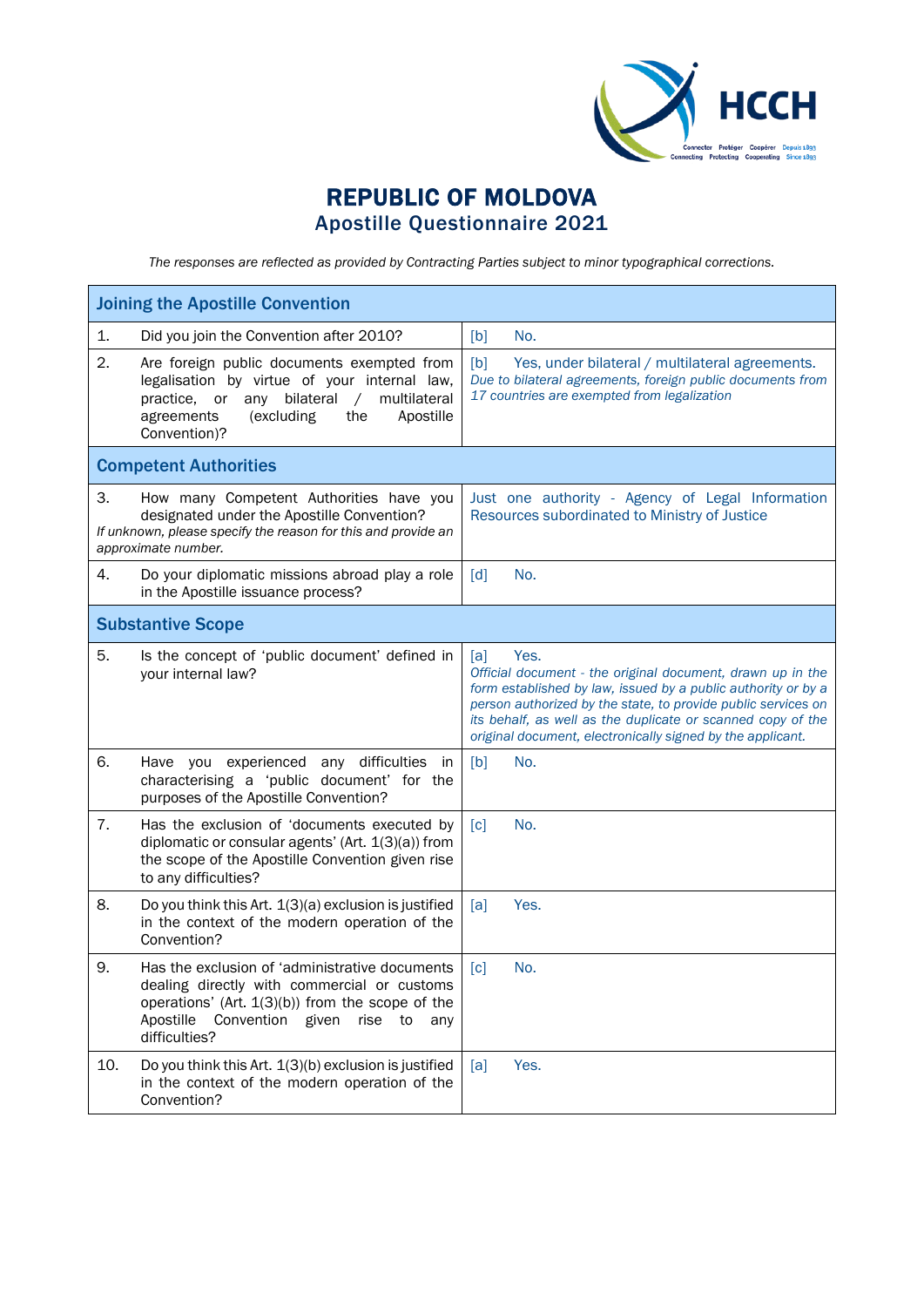# REPUBLIC OF MOLDOVA
## Apostille Questionnaire 2021

*The responses are reflected as provided by Contracting Parties subject to minor typographical corrections.*

| Joining the Apostille Convention | | |
|---|---|---|
| 1. | Did you join the Convention after 2010? | [b] No. |
| 2. | Are foreign public documents exempted from legalisation by virtue of your internal law, practice, or any bilateral / multilateral agreements (excluding the Apostille Convention)? | [b] Yes, under bilateral / multilateral agreements. *Due to bilateral agreements, foreign public documents from 17 countries are exempted from legalization* |
| **Competent Authorities** | | |
| 3. | How many Competent Authorities have you designated under the Apostille Convention? *If unknown, please specify the reason for this and provide an approximate number.* | Just one authority - Agency of Legal Information Resources subordinated to Ministry of Justice |
| 4. | Do your diplomatic missions abroad play a role in the Apostille issuance process? | [d] No. |
| **Substantive Scope** | | |
| 5. | Is the concept of 'public document' defined in your internal law? | [a] Yes. *Official document - the original document, drawn up in the form established by law, issued by a public authority or by a person authorized by the state, to provide public services on its behalf, as well as the duplicate or scanned copy of the original document, electronically signed by the applicant.* |
| 6. | Have you experienced any difficulties in characterising a 'public document' for the purposes of the Apostille Convention? | [b] No. |
| 7. | Has the exclusion of 'documents executed by diplomatic or consular agents' (Art. 1(3)(a)) from the scope of the Apostille Convention given rise to any difficulties? | [c] No. |
| 8. | Do you think this Art. 1(3)(a) exclusion is justified in the context of the modern operation of the Convention? | [a] Yes. |
| 9. | Has the exclusion of 'administrative documents dealing directly with commercial or customs operations' (Art. 1(3)(b)) from the scope of the Apostille Convention given rise to any difficulties? | [c] No. |
| 10. | Do you think this Art. 1(3)(b) exclusion is justified in the context of the modern operation of the Convention? | [a] Yes. |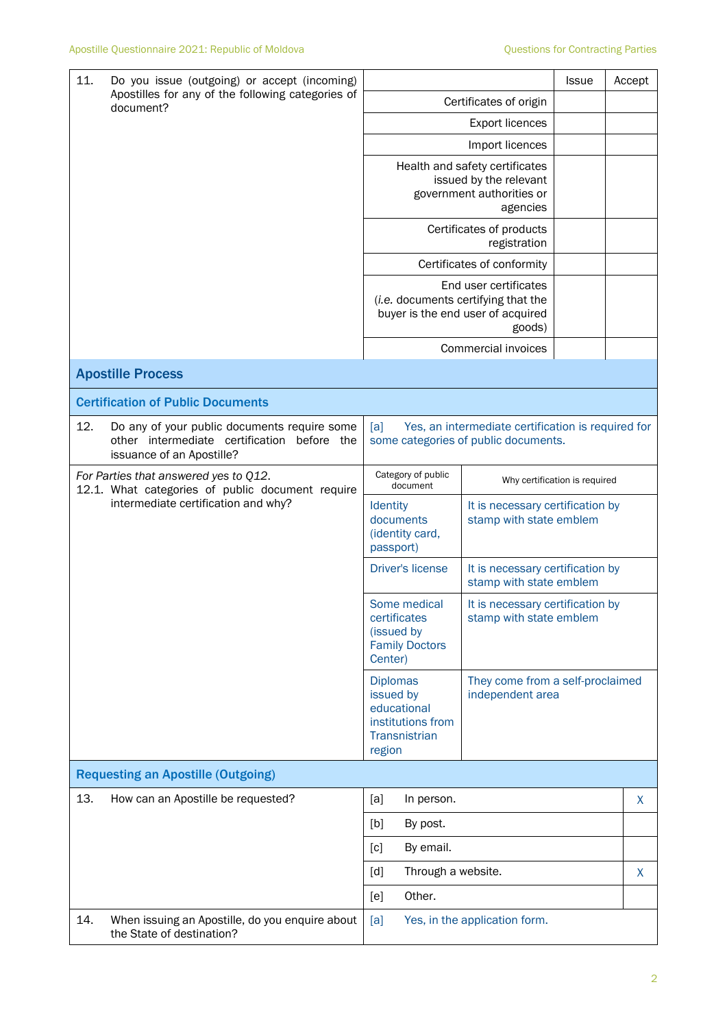| 11. Do you issue (outgoing) or accept (incoming) Apostilles for any of the following categories of document? | | Issue | Accept |
|---|---|---|---|
| | Certificates of origin | | |
| | Export licences | | |
| | Import licences | | |
| | Health and safety certificates issued by the relevant government authorities or agencies | | |
| | Certificates of products registration | | |
| | Certificates of conformity | | |
| | End user certificates (*i.e.* documents certifying that the buyer is the end user of acquired goods) | | |
| | Commercial invoices | | |

## Apostille Process

### Certification of Public Documents

| 12. Do any of your public documents require some other intermediate certification before the issuance of an Apostille? | [a] Yes, an intermediate certification is required for some categories of public documents. |
|---|---|

*For Parties that answered yes to Q12.*
12.1. What categories of public document require intermediate certification and why?

| Category of public document | Why certification is required |
|---|---|
| Identity documents (identity card, passport) | It is necessary certification by stamp with state emblem |
| Driver's license | It is necessary certification by stamp with state emblem |
| Some medical certificates (issued by Family Doctors Center) | It is necessary certification by stamp with state emblem |
| Diplomas issued by educational institutions from Transnistrian region | They come from a self-proclaimed independent area |

### Requesting an Apostille (Outgoing)

| 13. How can an Apostille be requested? | | |
|---|---|---|
| | [a] In person. | X |
| | [b] By post. | |
| | [c] By email. | |
| | [d] Through a website. | X |
| | [e] Other. | |

| 14. When issuing an Apostille, do you enquire about the State of destination? | [a] Yes, in the application form. |
|---|---|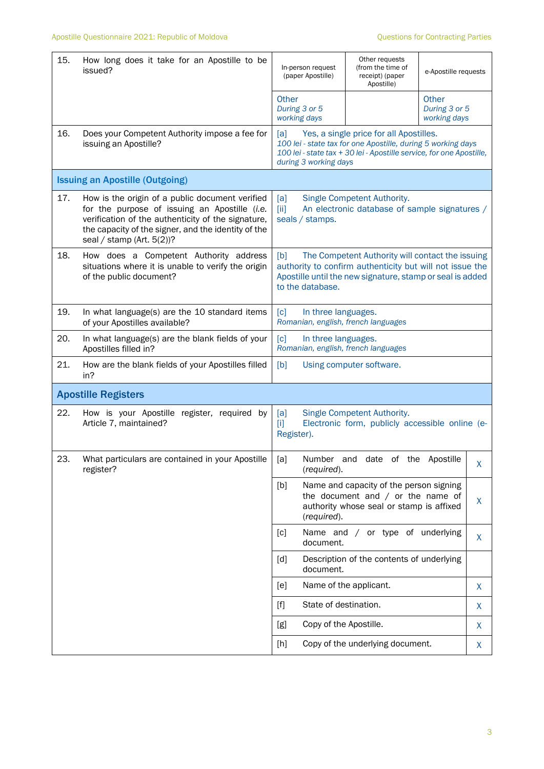| | | | | |
|---|---|---|---|---|
| 15. | How long does it take for an Apostille to be issued? | In-person request (paper Apostille) | Other requests (from the time of receipt) (paper Apostille) | e-Apostille requests |
| | | Other *During 3 or 5 working days* | | Other *During 3 or 5 working days* |
| 16. | Does your Competent Authority impose a fee for issuing an Apostille? | [a] Yes, a single price for all Apostilles. *100 lei - state tax for one Apostille, during 5 working days* *100 lei - state tax + 30 lei - Apostille service, for one Apostille, during 3 working days* | | |

## Issuing an Apostille (Outgoing)

| | | |
|---|---|---|
| 17. | How is the origin of a public document verified for the purpose of issuing an Apostille (*i.e.* verification of the authenticity of the signature, the capacity of the signer, and the identity of the seal / stamp (Art. 5(2))? | [a] Single Competent Authority. [ii] An electronic database of sample signatures / seals / stamps. |
| 18. | How does a Competent Authority address situations where it is unable to verify the origin of the public document? | [b] The Competent Authority will contact the issuing authority to confirm authenticity but will not issue the Apostille until the new signature, stamp or seal is added to the database. |
| 19. | In what language(s) are the 10 standard items of your Apostilles available? | [c] In three languages. *Romanian, english, french languages* |
| 20. | In what language(s) are the blank fields of your Apostilles filled in? | [c] In three languages. *Romanian, english, french languages* |
| 21. | How are the blank fields of your Apostilles filled in? | [b] Using computer software. |

## Apostille Registers

| | | | |
|---|---|---|---|
| 22. | How is your Apostille register, required by Article 7, maintained? | [a] Single Competent Authority. [i] Electronic form, publicly accessible online (e-Register). | |
| 23. | What particulars are contained in your Apostille register? | [a] Number and date of the Apostille (*required*). | X |
| | | [b] Name and capacity of the person signing the document and / or the name of authority whose seal or stamp is affixed (*required*). | X |
| | | [c] Name and / or type of underlying document. | X |
| | | [d] Description of the contents of underlying document. | |
| | | [e] Name of the applicant. | X |
| | | [f] State of destination. | X |
| | | [g] Copy of the Apostille. | X |
| | | [h] Copy of the underlying document. | X |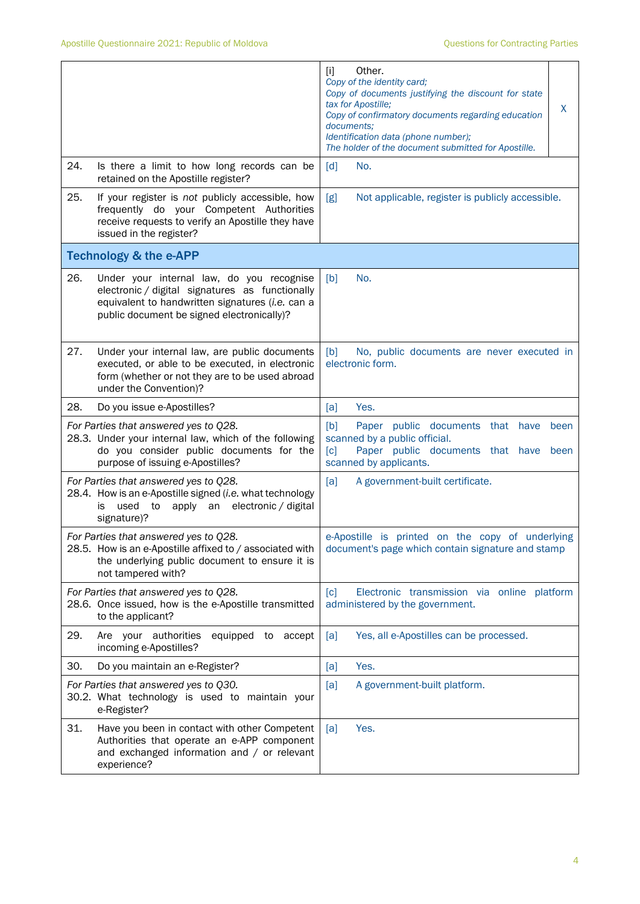| | | |
|---|---|---|
| | [i] Other.<br>*Copy of the identity card;*<br>*Copy of documents justifying the discount for state tax for Apostille;*<br>*Copy of confirmatory documents regarding education documents;*<br>*Identification data (phone number);*<br>*The holder of the document submitted for Apostille.* | X |
| 24. Is there a limit to how long records can be retained on the Apostille register? | [d] No. | |
| 25. If your register is *not* publicly accessible, how frequently do your Competent Authorities receive requests to verify an Apostille they have issued in the register? | [g] Not applicable, register is publicly accessible. | |
| **Technology & the e-APP** | | |
| 26. Under your internal law, do you recognise electronic / digital signatures as functionally equivalent to handwritten signatures (*i.e.* can a public document be signed electronically)? | [b] No. | |
| 27. Under your internal law, are public documents executed, or able to be executed, in electronic form (whether or not they are to be used abroad under the Convention)? | [b] No, public documents are never executed in electronic form. | |
| 28. Do you issue e-Apostilles? | [a] Yes. | |
| *For Parties that answered yes to Q28.*<br>28.3. Under your internal law, which of the following do you consider public documents for the purpose of issuing e-Apostilles? | [b] Paper public documents that have been scanned by a public official.<br>[c] Paper public documents that have been scanned by applicants. | |
| *For Parties that answered yes to Q28.*<br>28.4. How is an e-Apostille signed (*i.e.* what technology is used to apply an electronic / digital signature)? | [a] A government-built certificate. | |
| *For Parties that answered yes to Q28.*<br>28.5. How is an e-Apostille affixed to / associated with the underlying public document to ensure it is not tampered with? | e-Apostille is printed on the copy of underlying document's page which contain signature and stamp | |
| *For Parties that answered yes to Q28.*<br>28.6. Once issued, how is the e-Apostille transmitted to the applicant? | [c] Electronic transmission via online platform administered by the government. | |
| 29. Are your authorities equipped to accept incoming e-Apostilles? | [a] Yes, all e-Apostilles can be processed. | |
| 30. Do you maintain an e-Register? | [a] Yes. | |
| *For Parties that answered yes to Q30.*<br>30.2. What technology is used to maintain your e-Register? | [a] A government-built platform. | |
| 31. Have you been in contact with other Competent Authorities that operate an e-APP component and exchanged information and / or relevant experience? | [a] Yes. | |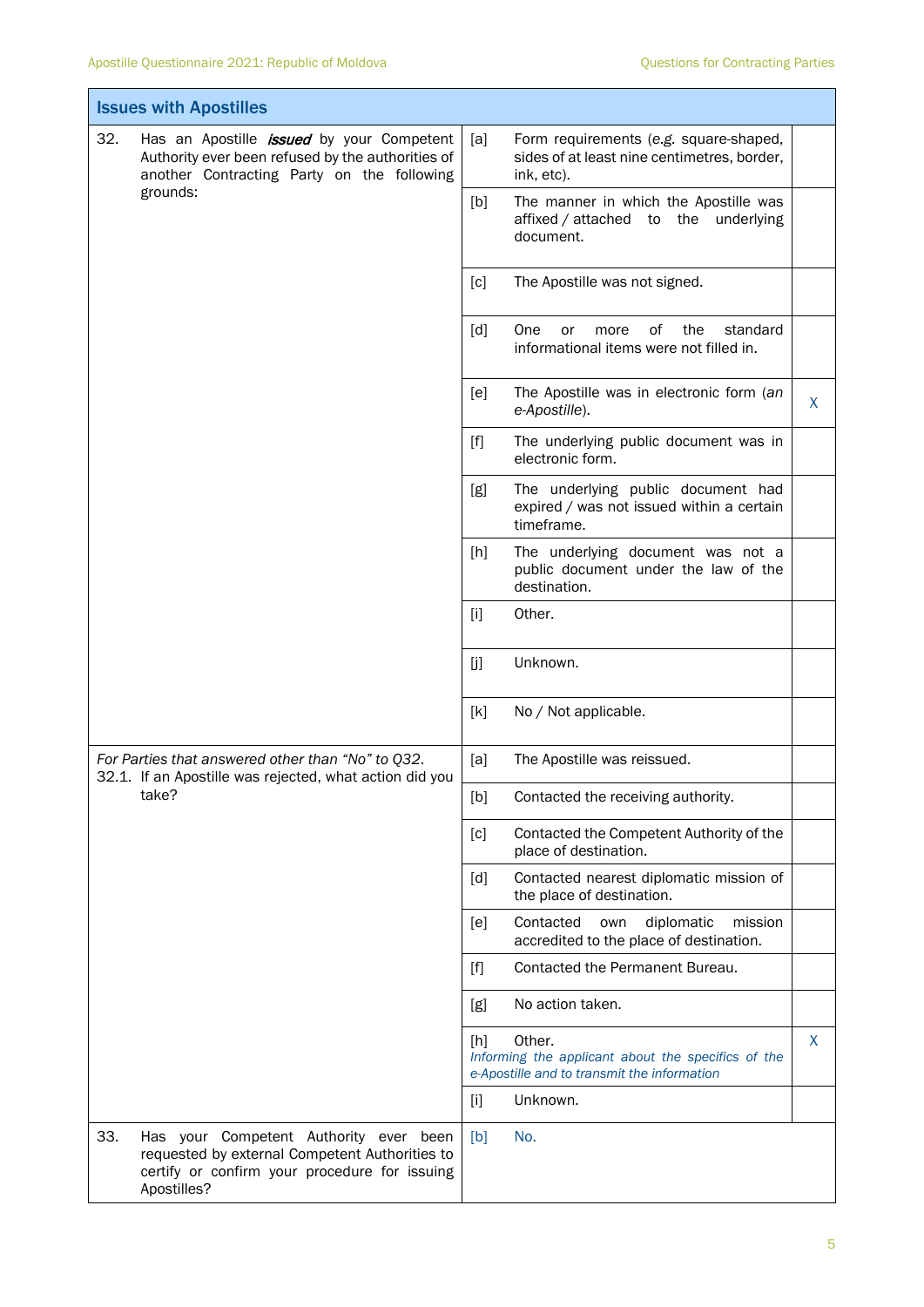| Issues with Apostilles | | | |
|---|---|---|---|
| 32. Has an Apostille ***issued*** by your Competent Authority ever been refused by the authorities of another Contracting Party on the following grounds: | [a] | Form requirements (e.g. square-shaped, sides of at least nine centimetres, border, ink, etc). | |
| | [b] | The manner in which the Apostille was affixed / attached to the underlying document. | |
| | [c] | The Apostille was not signed. | |
| | [d] | One or more of the standard informational items were not filled in. | |
| | [e] | The Apostille was in electronic form (*an e-Apostille*). | X |
| | [f] | The underlying public document was in electronic form. | |
| | [g] | The underlying public document had expired / was not issued within a certain timeframe. | |
| | [h] | The underlying document was not a public document under the law of the destination. | |
| | [i] | Other. | |
| | [j] | Unknown. | |
| | [k] | No / Not applicable. | |
| *For Parties that answered other than "No" to Q32.* 32.1. If an Apostille was rejected, what action did you take? | [a] | The Apostille was reissued. | |
| | [b] | Contacted the receiving authority. | |
| | [c] | Contacted the Competent Authority of the place of destination. | |
| | [d] | Contacted nearest diplomatic mission of the place of destination. | |
| | [e] | Contacted own diplomatic mission accredited to the place of destination. | |
| | [f] | Contacted the Permanent Bureau. | |
| | [g] | No action taken. | |
| | [h] | Other. *Informing the applicant about the specifics of the e-Apostille and to transmit the information* | X |
| | [i] | Unknown. | |
| 33. Has your Competent Authority ever been requested by external Competent Authorities to certify or confirm your procedure for issuing Apostilles? | [b] | No. | |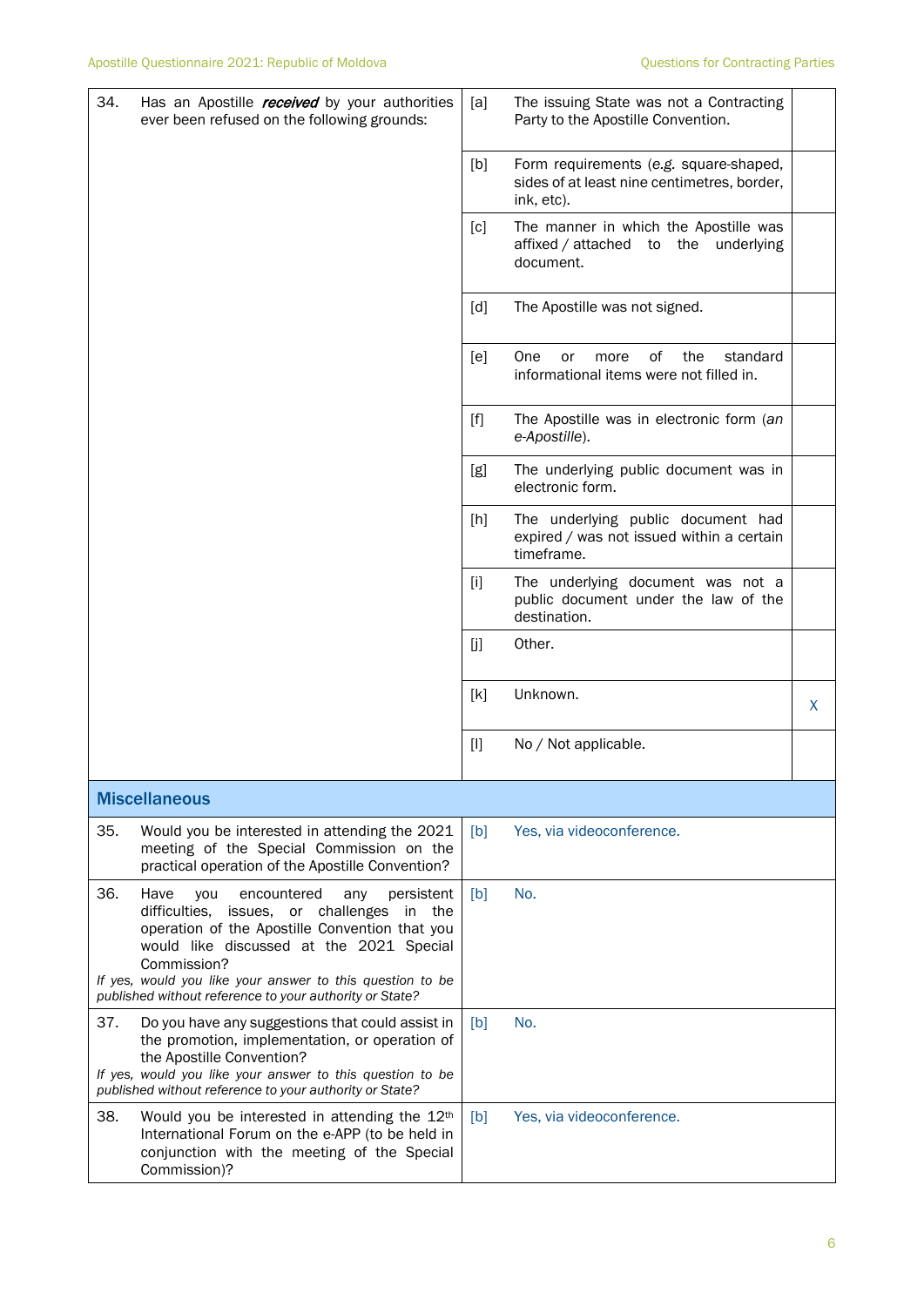| | | | |
|---|---|---|---|
| 34. Has an Apostille ***received*** by your authorities ever been refused on the following grounds: | [a] | The issuing State was not a Contracting Party to the Apostille Convention. | |
| | [b] | Form requirements (*e.g.* square-shaped, sides of at least nine centimetres, border, ink, etc). | |
| | [c] | The manner in which the Apostille was affixed / attached to the underlying document. | |
| | [d] | The Apostille was not signed. | |
| | [e] | One or more of the standard informational items were not filled in. | |
| | [f] | The Apostille was in electronic form (*an e-Apostille*). | |
| | [g] | The underlying public document was in electronic form. | |
| | [h] | The underlying public document had expired / was not issued within a certain timeframe. | |
| | [i] | The underlying document was not a public document under the law of the destination. | |
| | [j] | Other. | |
| | [k] | Unknown. | X |
| | [l] | No / Not applicable. | |

## Miscellaneous

| | | |
|---|---|---|
| 35. Would you be interested in attending the 2021 meeting of the Special Commission on the practical operation of the Apostille Convention? | [b] | Yes, via videoconference. |
| 36. Have you encountered any persistent difficulties, issues, or challenges in the operation of the Apostille Convention that you would like discussed at the 2021 Special Commission? *If yes, would you like your answer to this question to be published without reference to your authority or State?* | [b] | No. |
| 37. Do you have any suggestions that could assist in the promotion, implementation, or operation of the Apostille Convention? *If yes, would you like your answer to this question to be published without reference to your authority or State?* | [b] | No. |
| 38. Would you be interested in attending the 12th International Forum on the e-APP (to be held in conjunction with the meeting of the Special Commission)? | [b] | Yes, via videoconference. |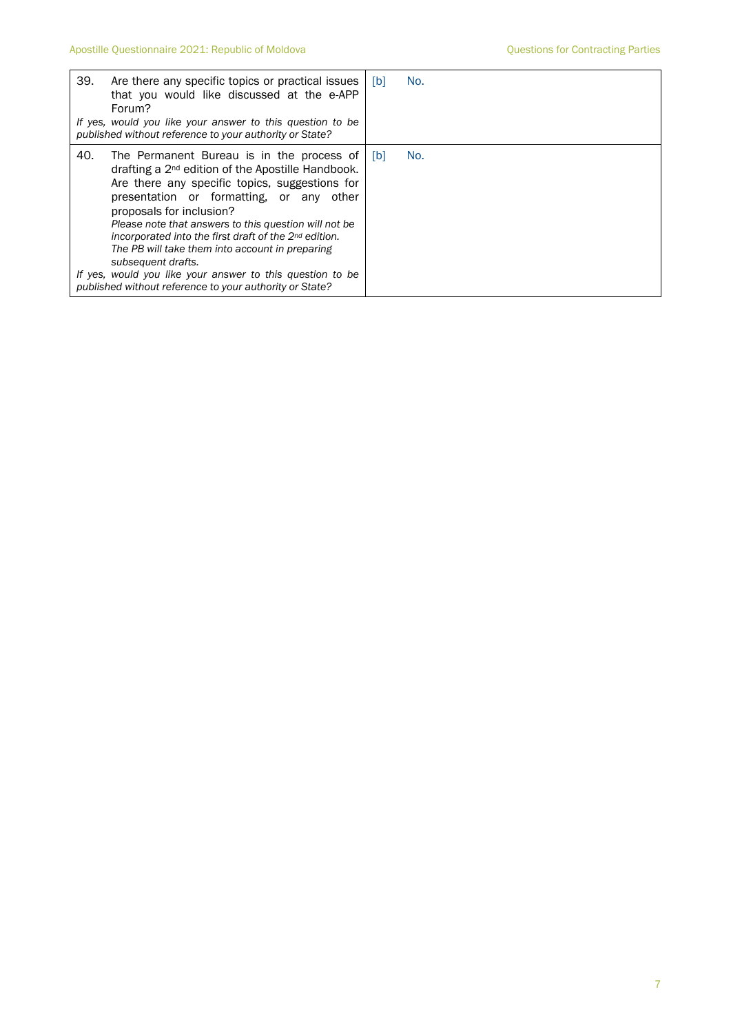| | |
|---|---|
| 39. Are there any specific topics or practical issues that you would like discussed at the e-APP Forum?<br>*If yes, would you like your answer to this question to be published without reference to your authority or State?* | [b] No. |
| 40. The Permanent Bureau is in the process of drafting a 2nd edition of the Apostille Handbook. Are there any specific topics, suggestions for presentation or formatting, or any other proposals for inclusion?<br>*Please note that answers to this question will not be incorporated into the first draft of the 2nd edition. The PB will take them into account in preparing subsequent drafts.*<br>*If yes, would you like your answer to this question to be published without reference to your authority or State?* | [b] No. |